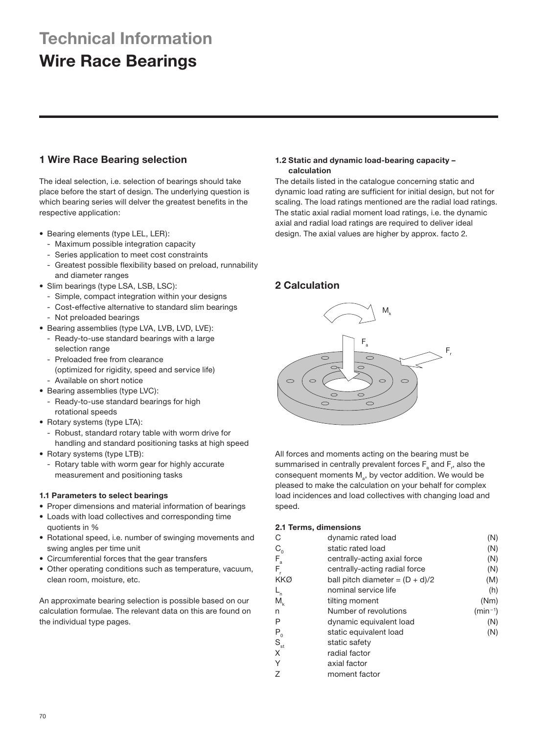# Technical Information

# Wire Race Bearings

## 1 Wire Race Bearing selection

The ideal selection, i.e. selection of bearings should take place before the start of design. The underlying question is which bearing series will delver the greatest benefits in the respective application:

- Bearing elements (type LEL, LER):
  - Maximum possible integration capacity
  - Series application to meet cost constraints
  - Greatest possible flexibility based on preload, runnability and diameter ranges
- Slim bearings (type LSA, LSB, LSC):
  - Simple, compact integration within your designs
  - Cost-effective alternative to standard slim bearings
  - Not preloaded bearings
- Bearing assemblies (type LVA, LVB, LVD, LVE):
  - Ready-to-use standard bearings with a large selection range
  - Preloaded free from clearance (optimized for rigidity, speed and service life)
  - Available on short notice
- Bearing assemblies (type LVC):
  - Ready-to-use standard bearings for high rotational speeds
- Rotary systems (type LTA):
  - Robust, standard rotary table with worm drive for handling and standard positioning tasks at high speed
- Rotary systems (type LTB):
  - Rotary table with worm gear for highly accurate measurement and positioning tasks

### 1.1 Parameters to select bearings

- Proper dimensions and material information of bearings
- Loads with load collectives and corresponding time quotients in %
- Rotational speed, i.e. number of swinging movements and swing angles per time unit
- Circumferential forces that the gear transfers
- Other operating conditions such as temperature, vacuum, clean room, moisture, etc.

An approximate bearing selection is possible based on our calculation formulae. The relevant data on this are found on the individual type pages.

### 1.2 Static and dynamic load-bearing capacity – calculation

The details listed in the catalogue concerning static and dynamic load rating are sufficient for initial design, but not for scaling. The load ratings mentioned are the radial load ratings. The static axial radial moment load ratings, i.e. the dynamic axial and radial load ratings are required to deliver ideal design. The axial values are higher by approx. facto 2.

## 2 Calculation

$M_k$

$F_a$

$F_r$

All forces and moments acting on the bearing must be summarised in centrally prevalent forces $F_a$ and $F_r$, also the consequent moments $M_a$, by vector addition. We would be pleased to make the calculation on your behalf for complex load incidences and load collectives with changing load and speed.

### 2.1 Terms, dimensions

| | | |
|---|---|---|
| $C$ | dynamic rated load | (N) |
| $C_0$ | static rated load | (N) |
| $F_a$ | centrally-acting axial force | (N) |
| $F_r$ | centrally-acting radial force | (N) |
| KKØ | ball pitch diameter = (D + d)/2 | (M) |
| $L_n$ | nominal service life | (h) |
| $M_k$ | tilting moment | (Nm) |
| n | Number of revolutions | ($min^{-1}$) |
| P | dynamic equivalent load | (N) |
| $P_0$ | static equivalent load | (N) |
| $S_{st}$ | static safety | |
| X | radial factor | |
| Y | axial factor | |
| Z | moment factor | |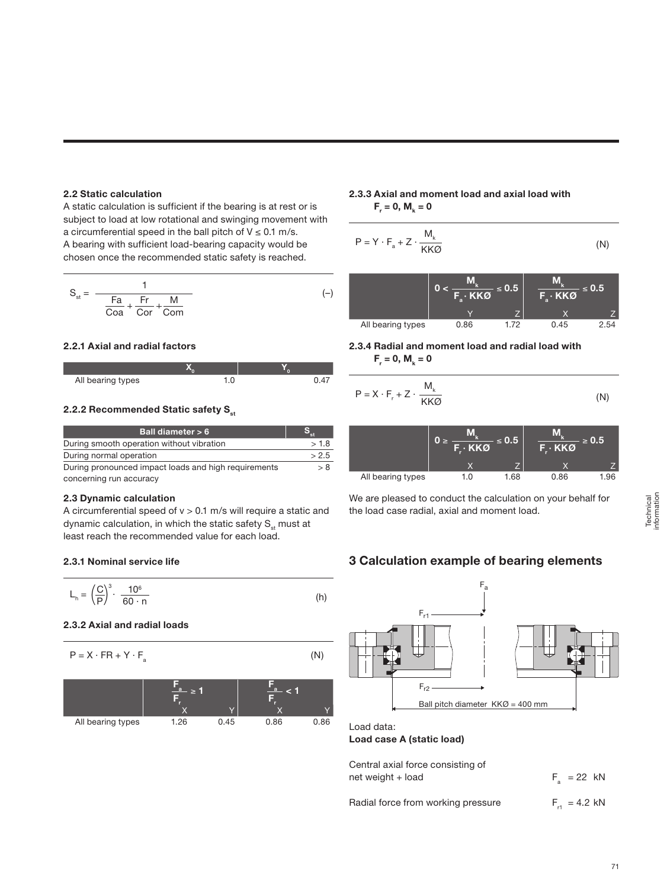### 2.2 Static calculation

A static calculation is sufficient if the bearing is at rest or is subject to load at low rotational and swinging movement with a circumferential speed in the ball pitch of $V \leq 0.1$ m/s. A bearing with sufficient load-bearing capacity would be chosen once the recommended static safety is reached.

$$S_{st} = \frac{1}{\frac{Fa}{Coa} + \frac{Fr}{Cor} + \frac{M}{Com}} \qquad (-)$$

#### 2.2.1 Axial and radial factors

| | $X_0$ | $Y_0$ |
|---|---|---|
| All bearing types | 1.0 | 0.47 |

#### 2.2.2 Recommended Static safety $S_{st}$

| Ball diameter > 6 | $S_{st}$ |
|---|---|
| During smooth operation without vibration | > 1.8 |
| During normal operation | > 2.5 |
| During pronounced impact loads and high requirements concerning run accuracy | > 8 |

### 2.3 Dynamic calculation

A circumferential speed of $v > 0.1$ m/s will require a static and dynamic calculation, in which the static safety $S_{st}$ must at least reach the recommended value for each load.

#### 2.3.1 Nominal service life

$$L_h = \left(\frac{C}{P}\right)^3 \cdot \frac{10^6}{60 \cdot n} \qquad (h)$$

#### 2.3.2 Axial and radial loads

$$P = X \cdot FR + Y \cdot F_a \qquad (N)$$

| | $\frac{F_a}{F_r} \geq 1$ | | $\frac{F_a}{F_r} < 1$ | |
|---|---|---|---|---|
| | X | Y | X | Y |
| All bearing types | 1.26 | 0.45 | 0.86 | 0.86 |

#### 2.3.3 Axial and moment load and axial load with $F_r = 0$, $M_k = 0$

$$P = Y \cdot F_a + Z \cdot \frac{M_k}{KKØ} \qquad (N)$$

| | $0 < \frac{M_k}{F_a \cdot KKØ} \leq 0.5$ | | $\frac{M_k}{F_a \cdot KKØ} \leq 0.5$ | |
|---|---|---|---|---|
| | Y | Z | X | Z |
| All bearing types | 0.86 | 1.72 | 0.45 | 2.54 |

#### 2.3.4 Radial and moment load and radial load with $F_r = 0$, $M_k = 0$

$$P = X \cdot F_r + Z \cdot \frac{M_k}{KKØ} \qquad (N)$$

| | $0 \geq \frac{M_k}{F_r \cdot KKØ} \leq 0.5$ | | $\frac{M_k}{F_r \cdot KKØ} \geq 0.5$ | |
|---|---|---|---|---|
| | X | Z | X | Z |
| All bearing types | 1.0 | 1.68 | 0.86 | 1.96 |

We are pleased to conduct the calculation on your behalf for the load case radial, axial and moment load.

## 3 Calculation example of bearing elements

$F_a$

$F_{r1}$

$F_{r2}$

Ball pitch diameter KKØ = 400 mm

Load data:

**Load case A (static load)**

Central axial force consisting of net weight + load $\qquad F_a = 22$ kN

Radial force from working pressure $\qquad F_{r1} = 4.2$ kN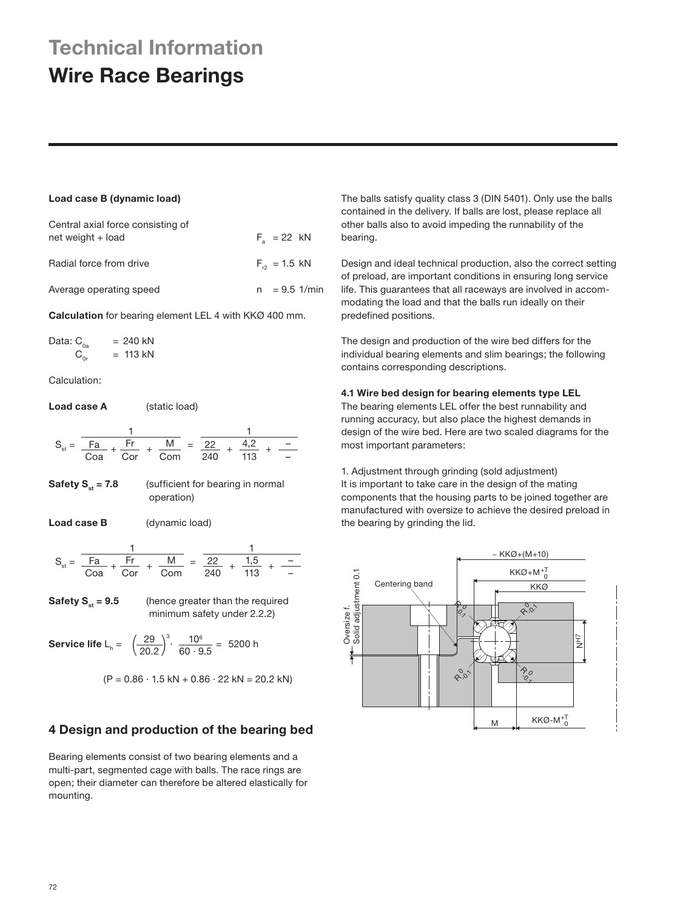# Technical Information

# Wire Race Bearings

**Load case B (dynamic load)**

| | |
|---|---|
| Central axial force consisting of net weight + load | $F_a$ = 22 kN |
| Radial force from drive | $F_{r2}$ = 1.5 kN |
| Average operating speed | n = 9.5 1/min |

**Calculation** for bearing element LEL 4 with KKØ 400 mm.

Data: $C_{0a}$ = 240 kN
$C_{0r}$ = 113 kN

Calculation:

**Load case A** (static load)

$$S_{st} = \frac{1}{\frac{Fa}{Coa} + \frac{Fr}{Cor} + \frac{M}{Com}} = \frac{1}{\frac{22}{240} + \frac{4,2}{113} + \frac{-}{-}}$$

**Safety $S_{st}$ = 7.8** (sufficient for bearing in normal operation)

**Load case B** (dynamic load)

$$S_{st} = \frac{1}{\frac{Fa}{Coa} + \frac{Fr}{Cor} + \frac{M}{Com}} = \frac{1}{\frac{22}{240} + \frac{1,5}{113} + \frac{-}{-}}$$

**Safety $S_{st}$ = 9.5** (hence greater than the required minimum safety under 2.2.2)

**Service life** $L_h = \left(\frac{29}{20.2}\right)^3 \cdot \frac{10^6}{60 \cdot 9.5} = 5200$ h

$(P = 0.86 \cdot 1.5 \text{ kN} + 0.86 \cdot 22 \text{ kN} = 20.2 \text{ kN})$

## 4 Design and production of the bearing bed

Bearing elements consist of two bearing elements and a multi-part, segmented cage with balls. The race rings are open; their diameter can therefore be altered elastically for mounting.

The balls satisfy quality class 3 (DIN 5401). Only use the balls contained in the delivery. If balls are lost, please replace all other balls also to avoid impeding the runnability of the bearing.

Design and ideal technical production, also the correct setting of preload, are important conditions in ensuring long service life. This guarantees that all raceways are involved in accommodating the load and that the balls run ideally on their predefined positions.

The design and production of the wire bed differs for the individual bearing elements and slim bearings; the following contains corresponding descriptions.

**4.1 Wire bed design for bearing elements type LEL**

The bearing elements LEL offer the best runnability and running accuracy, but also place the highest demands in design of the wire bed. Here are two scaled diagrams for the most important parameters:

1. Adjustment through grinding (sold adjustment)
It is important to take care in the design of the mating components that the housing parts to be joined together are manufactured with oversize to achieve the desired preload in the bearing by grinding the lid.

~ KKØ+(M+10)
KKØ+M $^{+T}_{0}$
Centering band
KKØ
Oversize f. Solid adjustment 0.1
R $^{0}_{-0.1}$
$N^{H7}$
M
KKØ-M $^{+T}_{0}$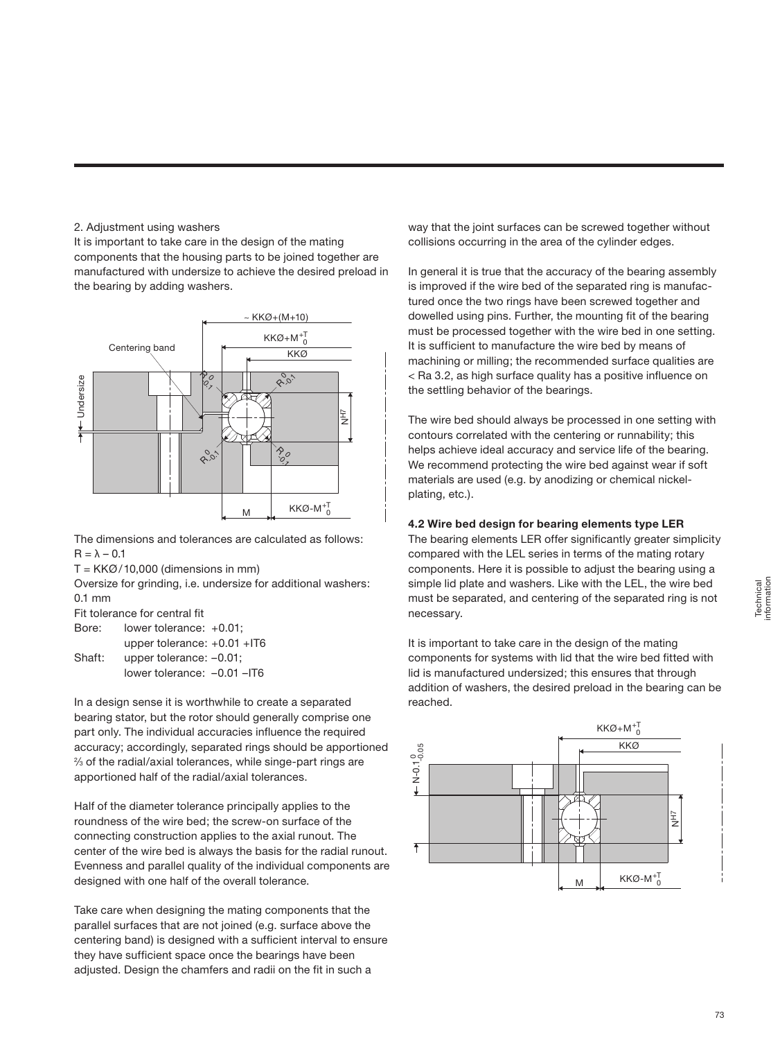2. Adjustment using washers

It is important to take care in the design of the mating components that the housing parts to be joined together are manufactured with undersize to achieve the desired preload in the bearing by adding washers.

The dimensions and tolerances are calculated as follows:

$R = \lambda - 0.1$

$T = KKØ / 10{,}000$ (dimensions in mm)

Oversize for grinding, i.e. undersize for additional washers: 0.1 mm

Fit tolerance for central fit

Bore: lower tolerance: +0.01; upper tolerance: +0.01 +IT6

Shaft: upper tolerance: −0.01; lower tolerance: −0.01 −IT6

In a design sense it is worthwhile to create a separated bearing stator, but the rotor should generally comprise one part only. The individual accuracies influence the required accuracy; accordingly, separated rings should be apportioned ⅔ of the radial/axial tolerances, while singe-part rings are apportioned half of the radial/axial tolerances.

Half of the diameter tolerance principally applies to the roundness of the wire bed; the screw-on surface of the connecting construction applies to the axial runout. The center of the wire bed is always the basis for the radial runout. Evenness and parallel quality of the individual components are designed with one half of the overall tolerance.

Take care when designing the mating components that the parallel surfaces that are not joined (e.g. surface above the centering band) is designed with a sufficient interval to ensure they have sufficient space once the bearings have been adjusted. Design the chamfers and radii on the fit in such a way that the joint surfaces can be screwed together without collisions occurring in the area of the cylinder edges.

In general it is true that the accuracy of the bearing assembly is improved if the wire bed of the separated ring is manufactured once the two rings have been screwed together and dowelled using pins. Further, the mounting fit of the bearing must be processed together with the wire bed in one setting. It is sufficient to manufacture the wire bed by means of machining or milling; the recommended surface qualities are < Ra 3.2, as high surface quality has a positive influence on the settling behavior of the bearings.

The wire bed should always be processed in one setting with contours correlated with the centering or runnability; this helps achieve ideal accuracy and service life of the bearing. We recommend protecting the wire bed against wear if soft materials are used (e.g. by anodizing or chemical nickel-plating, etc.).

### 4.2 Wire bed design for bearing elements type LER

The bearing elements LER offer significantly greater simplicity compared with the LEL series in terms of the mating rotary components. Here it is possible to adjust the bearing using a simple lid plate and washers. Like with the LEL, the wire bed must be separated, and centering of the separated ring is not necessary.

It is important to take care in the design of the mating components for systems with lid that the wire bed fitted with lid is manufactured undersized; this ensures that through addition of washers, the desired preload in the bearing can be reached.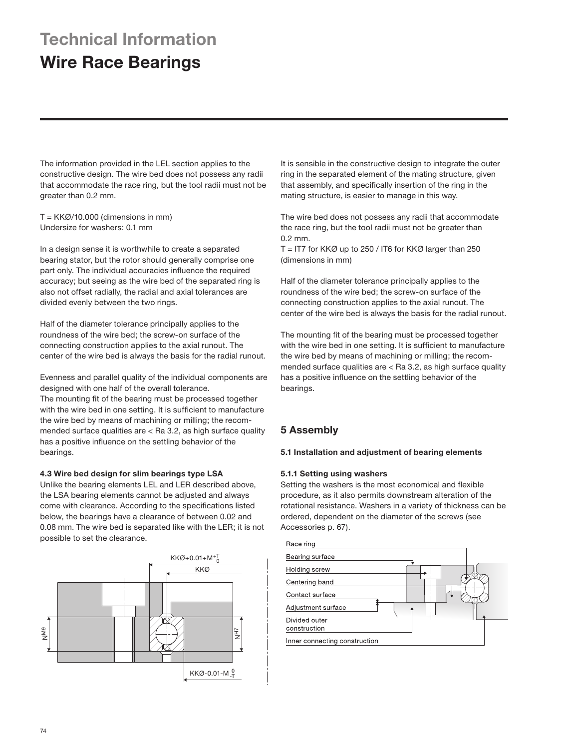# Technical Information

# Wire Race Bearings

The information provided in the LEL section applies to the constructive design. The wire bed does not possess any radii that accommodate the race ring, but the tool radii must not be greater than 0.2 mm.

T = KKØ/10.000 (dimensions in mm)
Undersize for washers: 0.1 mm

In a design sense it is worthwhile to create a separated bearing stator, but the rotor should generally comprise one part only. The individual accuracies influence the required accuracy; but seeing as the wire bed of the separated ring is also not offset radially, the radial and axial tolerances are divided evenly between the two rings.

Half of the diameter tolerance principally applies to the roundness of the wire bed; the screw-on surface of the connecting construction applies to the axial runout. The center of the wire bed is always the basis for the radial runout.

Evenness and parallel quality of the individual components are designed with one half of the overall tolerance.
The mounting fit of the bearing must be processed together with the wire bed in one setting. It is sufficient to manufacture the wire bed by means of machining or milling; the recommended surface qualities are < Ra 3.2, as high surface quality has a positive influence on the settling behavior of the bearings.

#### 4.3 Wire bed design for slim bearings type LSA

Unlike the bearing elements LEL and LER described above, the LSA bearing elements cannot be adjusted and always come with clearance. According to the specifications listed below, the bearings have a clearance of between 0.02 and 0.08 mm. The wire bed is separated like with the LER; it is not possible to set the clearance.

$KKØ+0.01+M^{+T}_{0}$

KKØ

$N^{M9}$

$N^{H7}$

$KKØ-0.01-M^{\,0}_{-T}$

It is sensible in the constructive design to integrate the outer ring in the separated element of the mating structure, given that assembly, and specifically insertion of the ring in the mating structure, is easier to manage in this way.

The wire bed does not possess any radii that accommodate the race ring, but the tool radii must not be greater than 0.2 mm.
T = IT7 for KKØ up to 250 / IT6 for KKØ larger than 250 (dimensions in mm)

Half of the diameter tolerance principally applies to the roundness of the wire bed; the screw-on surface of the connecting construction applies to the axial runout. The center of the wire bed is always the basis for the radial runout.

The mounting fit of the bearing must be processed together with the wire bed in one setting. It is sufficient to manufacture the wire bed by means of machining or milling; the recommended surface qualities are < Ra 3.2, as high surface quality has a positive influence on the settling behavior of the bearings.

## 5 Assembly

#### 5.1 Installation and adjustment of bearing elements

#### 5.1.1 Setting using washers

Setting the washers is the most economical and flexible procedure, as it also permits downstream alteration of the rotational resistance. Washers in a variety of thickness can be ordered, dependent on the diameter of the screws (see Accessories p. 67).

Race ring
Bearing surface
Holding screw
Centering band
Contact surface
Adjustment surface
Divided outer construction
Inner connecting construction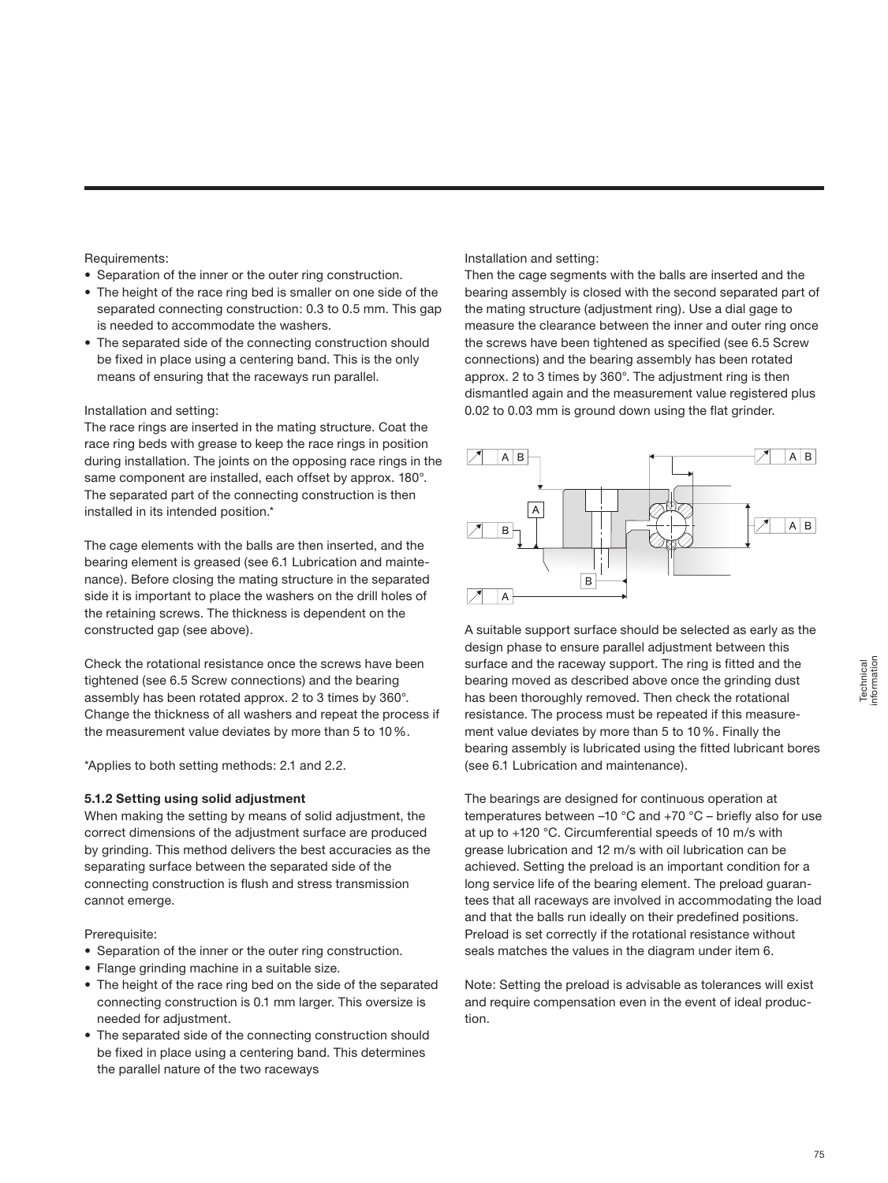Requirements:

- Separation of the inner or the outer ring construction.
- The height of the race ring bed is smaller on one side of the separated connecting construction: 0.3 to 0.5 mm. This gap is needed to accommodate the washers.
- The separated side of the connecting construction should be fixed in place using a centering band. This is the only means of ensuring that the raceways run parallel.

Installation and setting:

The race rings are inserted in the mating structure. Coat the race ring beds with grease to keep the race rings in position during installation. The joints on the opposing race rings in the same component are installed, each offset by approx. 180°. The separated part of the connecting construction is then installed in its intended position.*

The cage elements with the balls are then inserted, and the bearing element is greased (see 6.1 Lubrication and maintenance). Before closing the mating structure in the separated side it is important to place the washers on the drill holes of the retaining screws. The thickness is dependent on the constructed gap (see above).

Check the rotational resistance once the screws have been tightened (see 6.5 Screw connections) and the bearing assembly has been rotated approx. 2 to 3 times by 360°. Change the thickness of all washers and repeat the process if the measurement value deviates by more than 5 to 10 %.

*Applies to both setting methods: 2.1 and 2.2.

**5.1.2 Setting using solid adjustment**

When making the setting by means of solid adjustment, the correct dimensions of the adjustment surface are produced by grinding. This method delivers the best accuracies as the separating surface between the separated side of the connecting construction is flush and stress transmission cannot emerge.

Prerequisite:

- Separation of the inner or the outer ring construction.
- Flange grinding machine in a suitable size.
- The height of the race ring bed on the side of the separated connecting construction is 0.1 mm larger. This oversize is needed for adjustment.
- The separated side of the connecting construction should be fixed in place using a centering band. This determines the parallel nature of the two raceways

Installation and setting:

Then the cage segments with the balls are inserted and the bearing assembly is closed with the second separated part of the mating structure (adjustment ring). Use a dial gage to measure the clearance between the inner and outer ring once the screws have been tightened as specified (see 6.5 Screw connections) and the bearing assembly has been rotated approx. 2 to 3 times by 360°. The adjustment ring is then dismantled again and the measurement value registered plus 0.02 to 0.03 mm is ground down using the flat grinder.

A suitable support surface should be selected as early as the design phase to ensure parallel adjustment between this surface and the raceway support. The ring is fitted and the bearing moved as described above once the grinding dust has been thoroughly removed. Then check the rotational resistance. The process must be repeated if this measurement value deviates by more than 5 to 10 %. Finally the bearing assembly is lubricated using the fitted lubricant bores (see 6.1 Lubrication and maintenance).

The bearings are designed for continuous operation at temperatures between –10 °C and +70 °C – briefly also for use at up to +120 °C. Circumferential speeds of 10 m/s with grease lubrication and 12 m/s with oil lubrication can be achieved. Setting the preload is an important condition for a long service life of the bearing element. The preload guarantees that all raceways are involved in accommodating the load and that the balls run ideally on their predefined positions. Preload is set correctly if the rotational resistance without seals matches the values in the diagram under item 6.

Note: Setting the preload is advisable as tolerances will exist and require compensation even in the event of ideal production.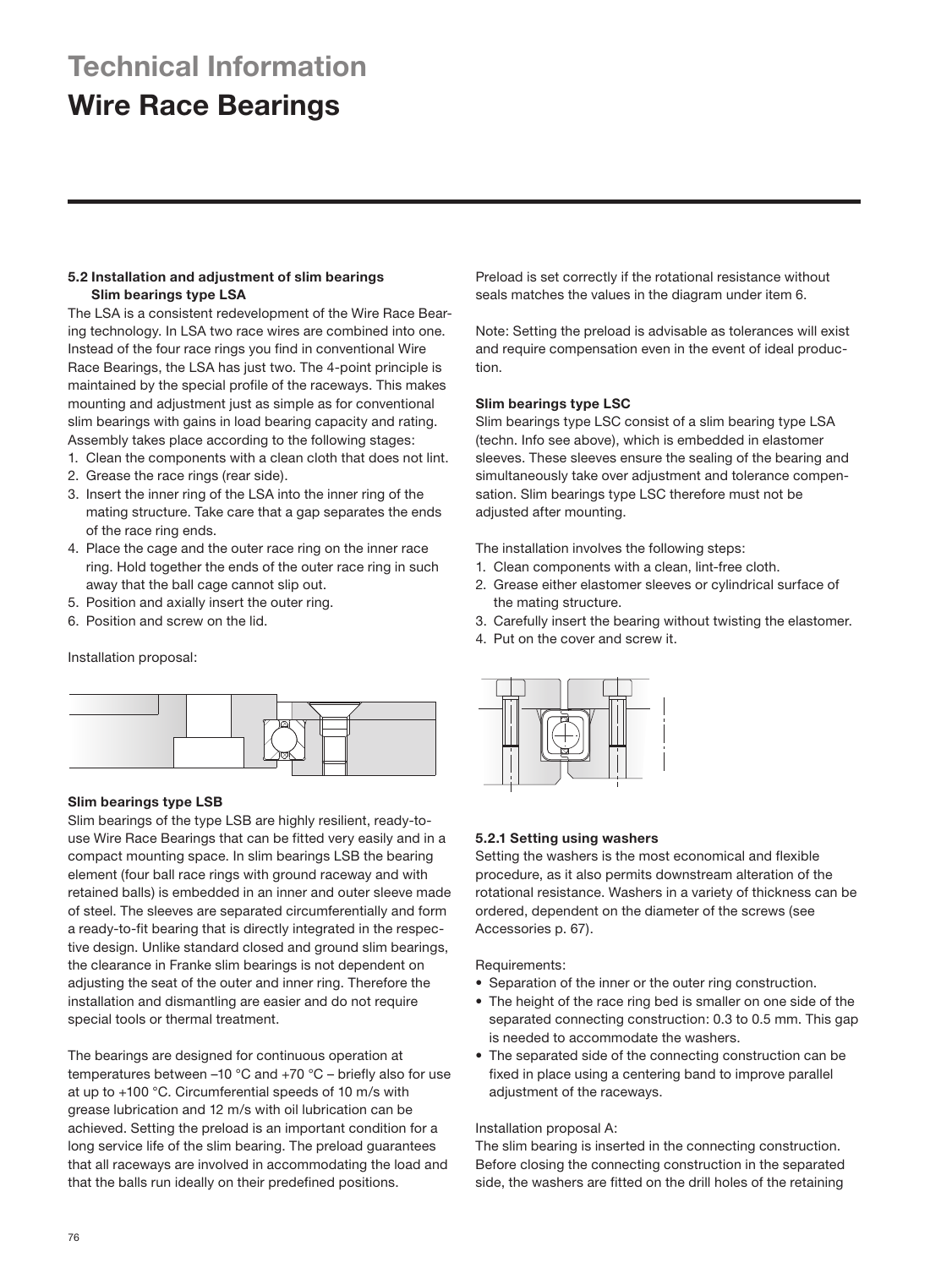# Technical Information

# Wire Race Bearings

### 5.2 Installation and adjustment of slim bearings
**Slim bearings type LSA**

The LSA is a consistent redevelopment of the Wire Race Bearing technology. In LSA two race wires are combined into one. Instead of the four race rings you find in conventional Wire Race Bearings, the LSA has just two. The 4-point principle is maintained by the special profile of the raceways. This makes mounting and adjustment just as simple as for conventional slim bearings with gains in load bearing capacity and rating. Assembly takes place according to the following stages:

1. Clean the components with a clean cloth that does not lint.
2. Grease the race rings (rear side).
3. Insert the inner ring of the LSA into the inner ring of the mating structure. Take care that a gap separates the ends of the race ring ends.
4. Place the cage and the outer race ring on the inner race ring. Hold together the ends of the outer race ring in such away that the ball cage cannot slip out.
5. Position and axially insert the outer ring.
6. Position and screw on the lid.

Installation proposal:

**Slim bearings type LSB**

Slim bearings of the type LSB are highly resilient, ready-to-use Wire Race Bearings that can be fitted very easily and in a compact mounting space. In slim bearings LSB the bearing element (four ball race rings with ground raceway and with retained balls) is embedded in an inner and outer sleeve made of steel. The sleeves are separated circumferentially and form a ready-to-fit bearing that is directly integrated in the respective design. Unlike standard closed and ground slim bearings, the clearance in Franke slim bearings is not dependent on adjusting the seat of the outer and inner ring. Therefore the installation and dismantling are easier and do not require special tools or thermal treatment.

The bearings are designed for continuous operation at temperatures between –10 °C and +70 °C – briefly also for use at up to +100 °C. Circumferential speeds of 10 m/s with grease lubrication and 12 m/s with oil lubrication can be achieved. Setting the preload is an important condition for a long service life of the slim bearing. The preload guarantees that all raceways are involved in accommodating the load and that the balls run ideally on their predefined positions.

Preload is set correctly if the rotational resistance without seals matches the values in the diagram under item 6.

Note: Setting the preload is advisable as tolerances will exist and require compensation even in the event of ideal production.

**Slim bearings type LSC**

Slim bearings type LSC consist of a slim bearing type LSA (techn. Info see above), which is embedded in elastomer sleeves. These sleeves ensure the sealing of the bearing and simultaneously take over adjustment and tolerance compensation. Slim bearings type LSC therefore must not be adjusted after mounting.

The installation involves the following steps:

1. Clean components with a clean, lint-free cloth.
2. Grease either elastomer sleeves or cylindrical surface of the mating structure.
3. Carefully insert the bearing without twisting the elastomer.
4. Put on the cover and screw it.

**5.2.1 Setting using washers**

Setting the washers is the most economical and flexible procedure, as it also permits downstream alteration of the rotational resistance. Washers in a variety of thickness can be ordered, dependent on the diameter of the screws (see Accessories p. 67).

Requirements:

- Separation of the inner or the outer ring construction.
- The height of the race ring bed is smaller on one side of the separated connecting construction: 0.3 to 0.5 mm. This gap is needed to accommodate the washers.
- The separated side of the connecting construction can be fixed in place using a centering band to improve parallel adjustment of the raceways.

Installation proposal A:

The slim bearing is inserted in the connecting construction. Before closing the connecting construction in the separated side, the washers are fitted on the drill holes of the retaining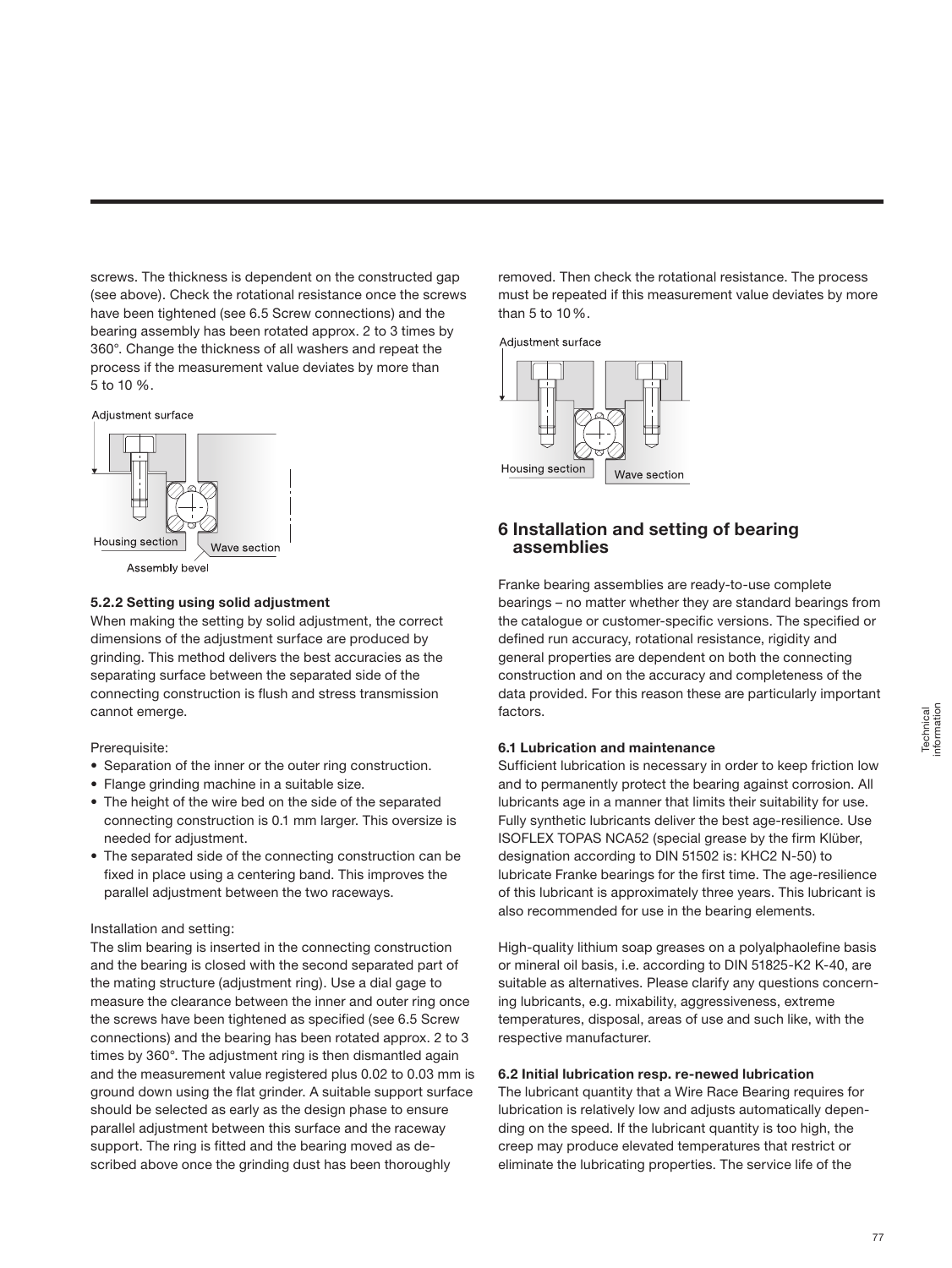screws. The thickness is dependent on the constructed gap (see above). Check the rotational resistance once the screws have been tightened (see 6.5 Screw connections) and the bearing assembly has been rotated approx. 2 to 3 times by 360°. Change the thickness of all washers and repeat the process if the measurement value deviates by more than 5 to 10 %.

Adjustment surface

Housing section

Wave section

Assembly bevel

#### 5.2.2 Setting using solid adjustment

When making the setting by solid adjustment, the correct dimensions of the adjustment surface are produced by grinding. This method delivers the best accuracies as the separating surface between the separated side of the connecting construction is flush and stress transmission cannot emerge.

Prerequisite:

- Separation of the inner or the outer ring construction.
- Flange grinding machine in a suitable size.
- The height of the wire bed on the side of the separated connecting construction is 0.1 mm larger. This oversize is needed for adjustment.
- The separated side of the connecting construction can be fixed in place using a centering band. This improves the parallel adjustment between the two raceways.

Installation and setting:

The slim bearing is inserted in the connecting construction and the bearing is closed with the second separated part of the mating structure (adjustment ring). Use a dial gage to measure the clearance between the inner and outer ring once the screws have been tightened as specified (see 6.5 Screw connections) and the bearing has been rotated approx. 2 to 3 times by 360°. The adjustment ring is then dismantled again and the measurement value registered plus 0.02 to 0.03 mm is ground down using the flat grinder. A suitable support surface should be selected as early as the design phase to ensure parallel adjustment between this surface and the raceway support. The ring is fitted and the bearing moved as described above once the grinding dust has been thoroughly removed. Then check the rotational resistance. The process must be repeated if this measurement value deviates by more than 5 to 10 %.

Adjustment surface

Housing section

Wave section

## 6 Installation and setting of bearing assemblies

Franke bearing assemblies are ready-to-use complete bearings – no matter whether they are standard bearings from the catalogue or customer-specific versions. The specified or defined run accuracy, rotational resistance, rigidity and general properties are dependent on both the connecting construction and on the accuracy and completeness of the data provided. For this reason these are particularly important factors.

#### 6.1 Lubrication and maintenance

Sufficient lubrication is necessary in order to keep friction low and to permanently protect the bearing against corrosion. All lubricants age in a manner that limits their suitability for use. Fully synthetic lubricants deliver the best age-resilience. Use ISOFLEX TOPAS NCA52 (special grease by the firm Klüber, designation according to DIN 51502 is: KHC2 N-50) to lubricate Franke bearings for the first time. The age-resilience of this lubricant is approximately three years. This lubricant is also recommended for use in the bearing elements.

High-quality lithium soap greases on a polyalphaolefine basis or mineral oil basis, i.e. according to DIN 51825-K2 K-40, are suitable as alternatives. Please clarify any questions concerning lubricants, e.g. mixability, aggressiveness, extreme temperatures, disposal, areas of use and such like, with the respective manufacturer.

#### 6.2 Initial lubrication resp. re-newed lubrication

The lubricant quantity that a Wire Race Bearing requires for lubrication is relatively low and adjusts automatically depending on the speed. If the lubricant quantity is too high, the creep may produce elevated temperatures that restrict or eliminate the lubricating properties. The service life of the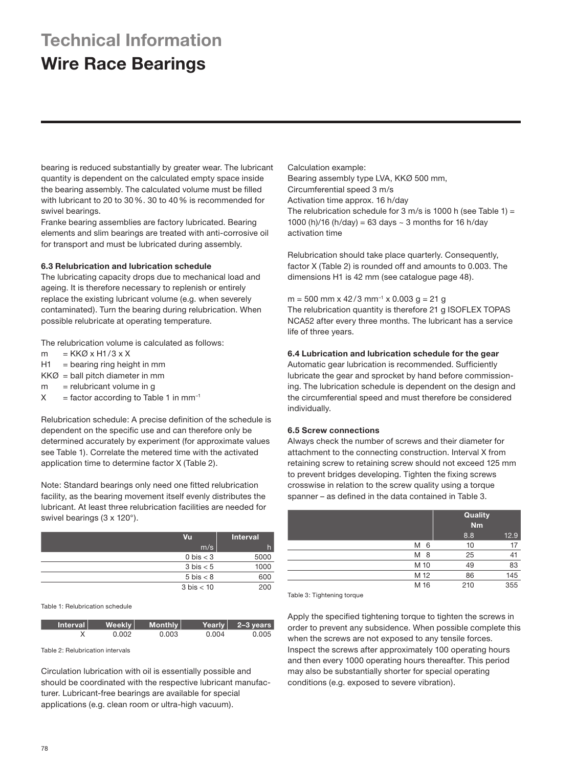# Technical Information

## Wire Race Bearings

bearing is reduced substantially by greater wear. The lubricant quantity is dependent on the calculated empty space inside the bearing assembly. The calculated volume must be filled with lubricant to 20 to 30 %. 30 to 40 % is recommended for swivel bearings.

Franke bearing assemblies are factory lubricated. Bearing elements and slim bearings are treated with anti-corrosive oil for transport and must be lubricated during assembly.

**6.3 Relubrication and lubrication schedule**

The lubricating capacity drops due to mechanical load and ageing. It is therefore necessary to replenish or entirely replace the existing lubricant volume (e.g. when severely contaminated). Turn the bearing during relubrication. When possible relubricate at operating temperature.

The relubrication volume is calculated as follows:

- m = KKØ x H1 / 3 x X
- H1 = bearing ring height in mm
- KKØ = ball pitch diameter in mm
- m = relubricant volume in g
- X = factor according to Table 1 in $mm^{-1}$

Relubrication schedule: A precise definition of the schedule is dependent on the specific use and can therefore only be determined accurately by experiment (for approximate values see Table 1). Correlate the metered time with the activated application time to determine factor X (Table 2).

Note: Standard bearings only need one fitted relubrication facility, as the bearing movement itself evenly distributes the lubricant. At least three relubrication facilities are needed for swivel bearings (3 x 120°).

| Vu | Interval |
|---|---|
| m/s | h |
| 0 bis < 3 | 5000 |
| 3 bis < 5 | 1000 |
| 5 bis < 8 | 600 |
| 3 bis < 10 | 200 |

Table 1: Relubrication schedule

| Interval | Weekly | Monthly | Yearly | 2–3 years |
|---|---|---|---|---|
| X | 0.002 | 0.003 | 0.004 | 0.005 |

Table 2: Relubrication intervals

Circulation lubrication with oil is essentially possible and should be coordinated with the respective lubricant manufacturer. Lubricant-free bearings are available for special applications (e.g. clean room or ultra-high vacuum).

Calculation example:
Bearing assembly type LVA, KKØ 500 mm,
Circumferential speed 3 m/s
Activation time approx. 16 h/day
The relubrication schedule for 3 m/s is 1000 h (see Table 1) = 1000 (h)/16 (h/day) = 63 days ~ 3 months for 16 h/day activation time

Relubrication should take place quarterly. Consequently, factor X (Table 2) is rounded off and amounts to 0.003. The dimensions H1 is 42 mm (see catalogue page 48).

m = 500 mm x 42 / 3 $mm^{-1}$ x 0.003 g = 21 g
The relubrication quantity is therefore 21 g ISOFLEX TOPAS NCA52 after every three months. The lubricant has a service life of three years.

**6.4 Lubrication and lubrication schedule for the gear**

Automatic gear lubrication is recommended. Sufficiently lubricate the gear and sprocket by hand before commissioning. The lubrication schedule is dependent on the design and the circumferential speed and must therefore be considered individually.

**6.5 Screw connections**

Always check the number of screws and their diameter for attachment to the connecting construction. Interval X from retaining screw to retaining screw should not exceed 125 mm to prevent bridges developing. Tighten the fixing screws crosswise in relation to the screw quality using a torque spanner – as defined in the data contained in Table 3.

| | Quality Nm | |
|---|---|---|
| | 8.8 | 12.9 |
| M 6 | 10 | 17 |
| M 8 | 25 | 41 |
| M 10 | 49 | 83 |
| M 12 | 86 | 145 |
| M 16 | 210 | 355 |

Table 3: Tightening torque

Apply the specified tightening torque to tighten the screws in order to prevent any subsidence. When possible complete this when the screws are not exposed to any tensile forces. Inspect the screws after approximately 100 operating hours and then every 1000 operating hours thereafter. This period may also be substantially shorter for special operating conditions (e.g. exposed to severe vibration).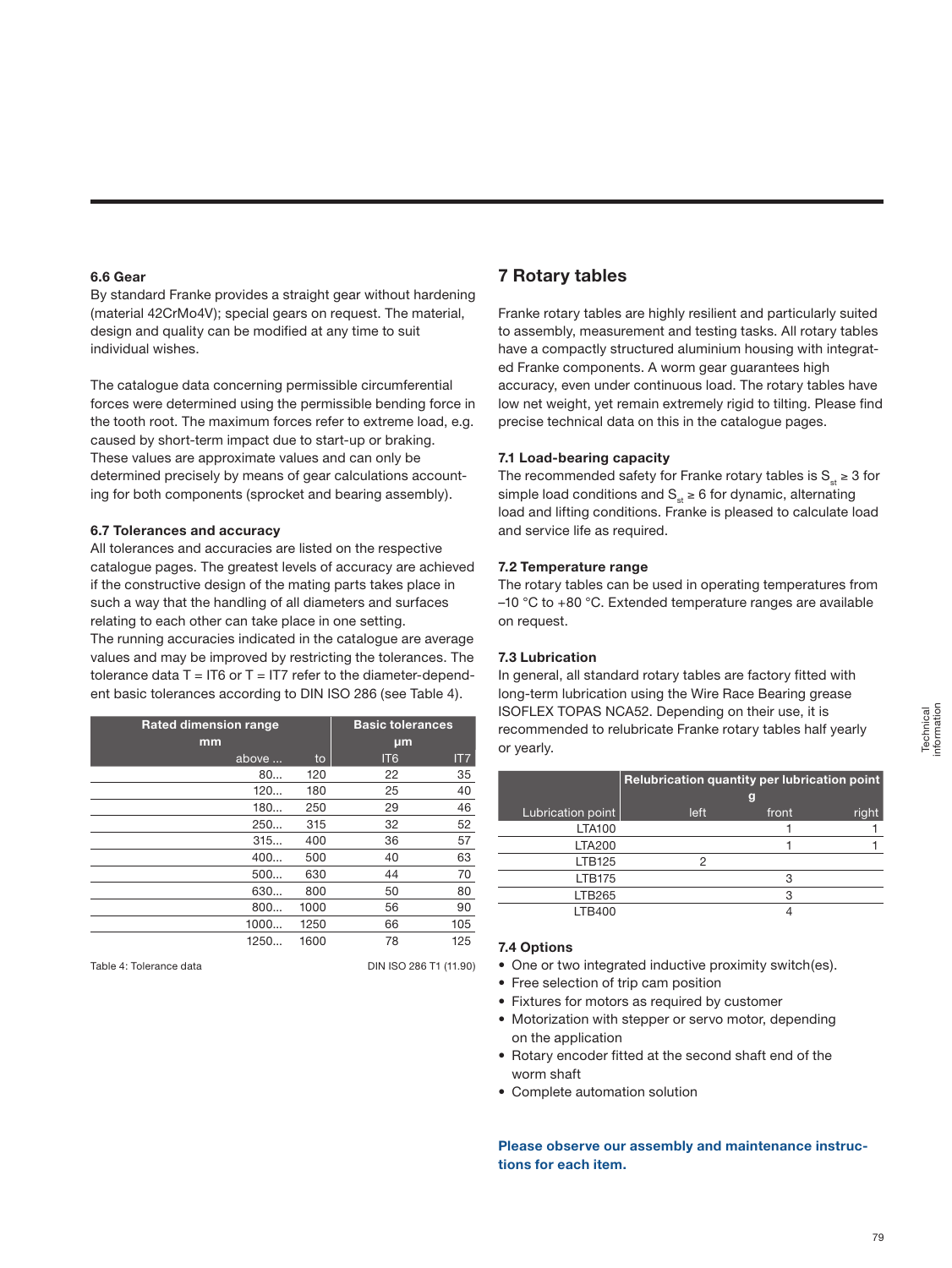#### 6.6 Gear

By standard Franke provides a straight gear without hardening (material 42CrMo4V); special gears on request. The material, design and quality can be modified at any time to suit individual wishes.

The catalogue data concerning permissible circumferential forces were determined using the permissible bending force in the tooth root. The maximum forces refer to extreme load, e.g. caused by short-term impact due to start-up or braking. These values are approximate values and can only be determined precisely by means of gear calculations accounting for both components (sprocket and bearing assembly).

#### 6.7 Tolerances and accuracy

All tolerances and accuracies are listed on the respective catalogue pages. The greatest levels of accuracy are achieved if the constructive design of the mating parts takes place in such a way that the handling of all diameters and surfaces relating to each other can take place in one setting.
The running accuracies indicated in the catalogue are average values and may be improved by restricting the tolerances. The tolerance data T = IT6 or T = IT7 refer to the diameter-dependent basic tolerances according to DIN ISO 286 (see Table 4).

| Rated dimension range mm | | Basic tolerances µm | |
|---|---|---|---|
| above ... | to | IT6 | IT7 |
| 80... | 120 | 22 | 35 |
| 120... | 180 | 25 | 40 |
| 180... | 250 | 29 | 46 |
| 250... | 315 | 32 | 52 |
| 315... | 400 | 36 | 57 |
| 400... | 500 | 40 | 63 |
| 500... | 630 | 44 | 70 |
| 630... | 800 | 50 | 80 |
| 800... | 1000 | 56 | 90 |
| 1000... | 1250 | 66 | 105 |
| 1250... | 1600 | 78 | 125 |

Table 4: Tolerance data DIN ISO 286 T1 (11.90)

## 7 Rotary tables

Franke rotary tables are highly resilient and particularly suited to assembly, measurement and testing tasks. All rotary tables have a compactly structured aluminium housing with integrated Franke components. A worm gear guarantees high accuracy, even under continuous load. The rotary tables have low net weight, yet remain extremely rigid to tilting. Please find precise technical data on this in the catalogue pages.

#### 7.1 Load-bearing capacity

The recommended safety for Franke rotary tables is $S_{st} \geq 3$ for simple load conditions and $S_{st} \geq 6$ for dynamic, alternating load and lifting conditions. Franke is pleased to calculate load and service life as required.

#### 7.2 Temperature range

The rotary tables can be used in operating temperatures from –10 °C to +80 °C. Extended temperature ranges are available on request.

#### 7.3 Lubrication

In general, all standard rotary tables are factory fitted with long-term lubrication using the Wire Race Bearing grease ISOFLEX TOPAS NCA52. Depending on their use, it is recommended to relubricate Franke rotary tables half yearly or yearly.

| | Relubrication quantity per lubrication point g | | |
|---|---|---|---|
| Lubrication point | left | front | right |
| LTA100 | | 1 | 1 |
| LTA200 | | 1 | 1 |
| LTB125 | 2 | | |
| LTB175 | | 3 | |
| LTB265 | | 3 | |
| LTB400 | | 4 | |

#### 7.4 Options

- One or two integrated inductive proximity switch(es).
- Free selection of trip cam position
- Fixtures for motors as required by customer
- Motorization with stepper or servo motor, depending on the application
- Rotary encoder fitted at the second shaft end of the worm shaft
- Complete automation solution

**Please observe our assembly and maintenance instructions for each item.**